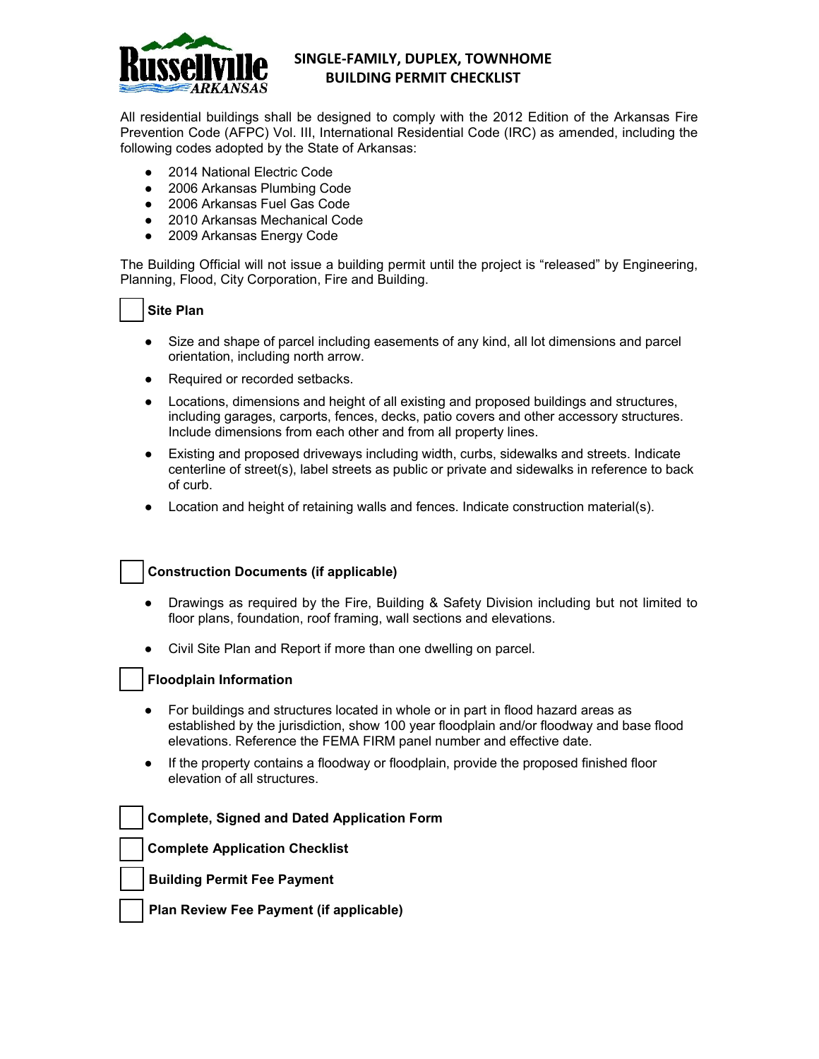# SINGLE-FAMILY, DUPLEX, TOWNHOME BUILDING PERMIT CHECKLIST

All residential buildings shall be designed to comply with the 2012 Edition of the Arkansas Fire Prevention Code (AFPC) Vol. III, International Residential Code (IRC) as amended, including the following codes adopted by the State of Arkansas:

- 2014 National Electric Code
- 2006 Arkansas Plumbing Code
- 2006 Arkansas Fuel Gas Code
- 2010 Arkansas Mechanical Code
- 2009 Arkansas Energy Code

The Building Official will not issue a building permit until the project is "released" by Engineering, Planning, Flood, City Corporation, Fire and Building.

☐ **Site Plan**

- Size and shape of parcel including easements of any kind, all lot dimensions and parcel orientation, including north arrow.
- Required or recorded setbacks.
- Locations, dimensions and height of all existing and proposed buildings and structures, including garages, carports, fences, decks, patio covers and other accessory structures. Include dimensions from each other and from all property lines.
- Existing and proposed driveways including width, curbs, sidewalks and streets. Indicate centerline of street(s), label streets as public or private and sidewalks in reference to back of curb.
- Location and height of retaining walls and fences. Indicate construction material(s).

☐ **Construction Documents (if applicable)**

- Drawings as required by the Fire, Building & Safety Division including but not limited to floor plans, foundation, roof framing, wall sections and elevations.
- Civil Site Plan and Report if more than one dwelling on parcel.

☐ **Floodplain Information**

- For buildings and structures located in whole or in part in flood hazard areas as established by the jurisdiction, show 100 year floodplain and/or floodway and base flood elevations. Reference the FEMA FIRM panel number and effective date.
- If the property contains a floodway or floodplain, provide the proposed finished floor elevation of all structures.

☐ **Complete, Signed and Dated Application Form**

☐ **Complete Application Checklist**

☐ **Building Permit Fee Payment**

☐ **Plan Review Fee Payment (if applicable)**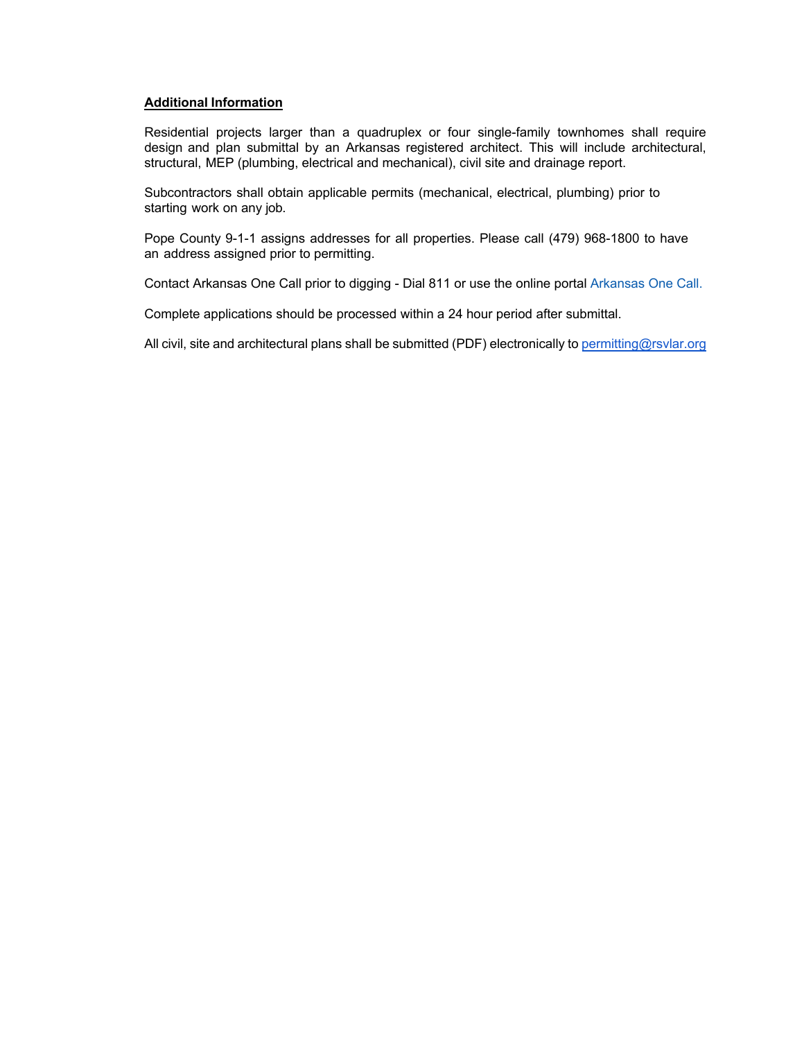**Additional Information**

Residential projects larger than a quadruplex or four single-family townhomes shall require design and plan submittal by an Arkansas registered architect. This will include architectural, structural, MEP (plumbing, electrical and mechanical), civil site and drainage report.

Subcontractors shall obtain applicable permits (mechanical, electrical, plumbing) prior to starting work on any job.

Pope County 9-1-1 assigns addresses for all properties. Please call (479) 968-1800 to have an address assigned prior to permitting.

Contact Arkansas One Call prior to digging - Dial 811 or use the online portal Arkansas One Call.

Complete applications should be processed within a 24 hour period after submittal.

All civil, site and architectural plans shall be submitted (PDF) electronically to permitting@rsvlar.org